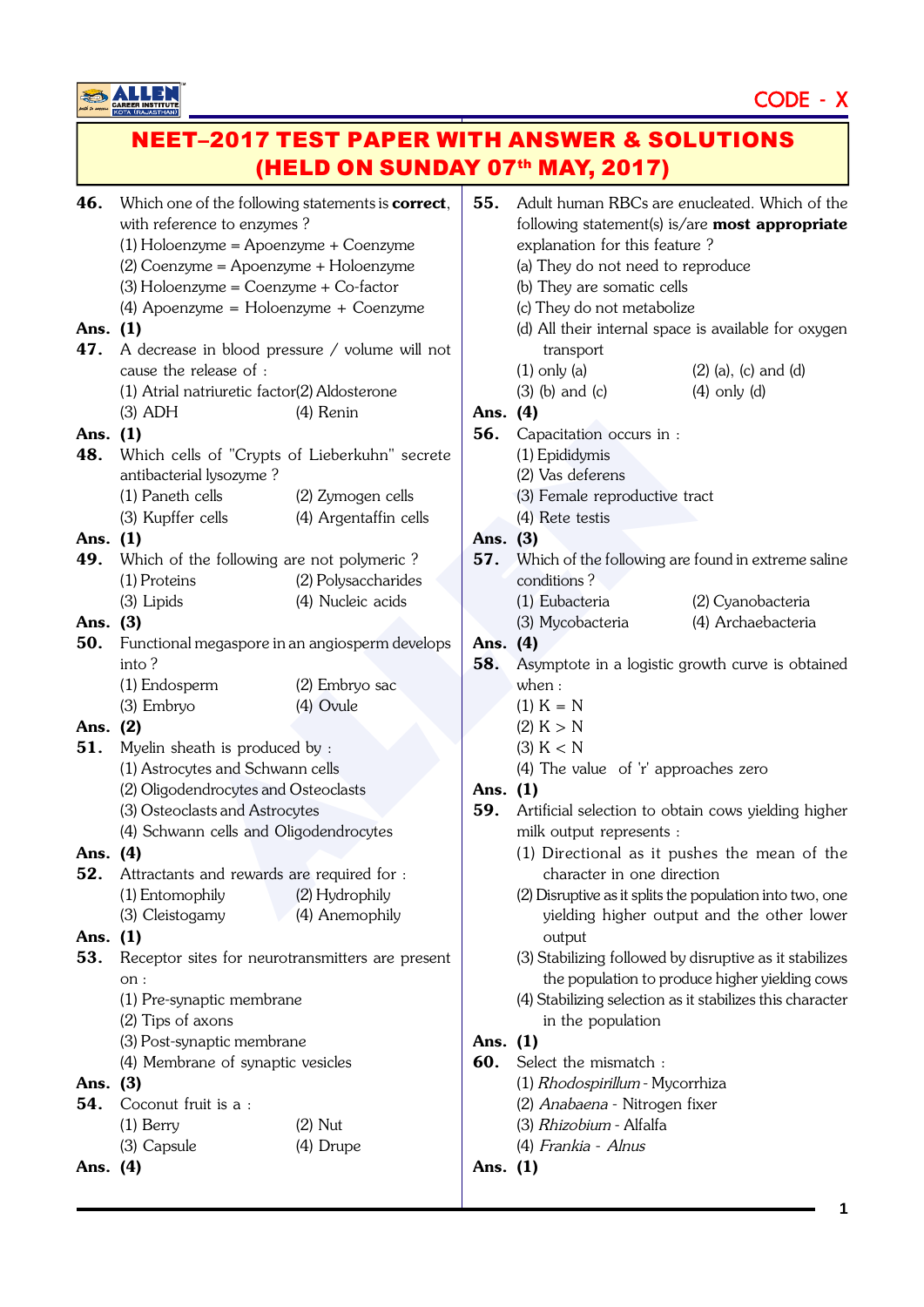CODE - X

# NEET–2017 TEST PAPER WITH ANSWER & SOLUTIONS
## (HELD ON SUNDAY 07th MAY, 2017)

**46.** Which one of the following statements is **correct**, with reference to enzymes ?

(1) Holoenzyme = Apoenzyme + Coenzyme
(2) Coenzyme = Apoenzyme + Holoenzyme
(3) Holoenzyme = Coenzyme + Co-factor
(4) Apoenzyme = Holoenzyme + Coenzyme

**Ans. (1)**

**47.** A decrease in blood pressure / volume will not cause the release of :

(1) Atrial natriuretic factor
(2) Aldosterone
(3) ADH
(4) Renin

**Ans. (1)**

**48.** Which cells of "Crypts of Lieberkuhn" secrete antibacterial lysozyme ?

(1) Paneth cells
(2) Zymogen cells
(3) Kupffer cells
(4) Argentaffin cells

**Ans. (1)**

**49.** Which of the following are not polymeric ?

(1) Proteins
(2) Polysaccharides
(3) Lipids
(4) Nucleic acids

**Ans. (3)**

**50.** Functional megaspore in an angiosperm develops into ?

(1) Endosperm
(2) Embryo sac
(3) Embryo
(4) Ovule

**Ans. (2)**

**51.** Myelin sheath is produced by :

(1) Astrocytes and Schwann cells
(2) Oligodendrocytes and Osteoclasts
(3) Osteoclasts and Astrocytes
(4) Schwann cells and Oligodendrocytes

**Ans. (4)**

**52.** Attractants and rewards are required for :

(1) Entomophily
(2) Hydrophily
(3) Cleistogamy
(4) Anemophily

**Ans. (1)**

**53.** Receptor sites for neurotransmitters are present on :

(1) Pre-synaptic membrane
(2) Tips of axons
(3) Post-synaptic membrane
(4) Membrane of synaptic vesicles

**Ans. (3)**

**54.** Coconut fruit is a :

(1) Berry
(2) Nut
(3) Capsule
(4) Drupe

**Ans. (4)**

**55.** Adult human RBCs are enucleated. Which of the following statement(s) is/are **most appropriate** explanation for this feature ?

(a) They do not need to reproduce
(b) They are somatic cells
(c) They do not metabolize
(d) All their internal space is available for oxygen transport

(1) only (a)
(2) (a), (c) and (d)
(3) (b) and (c)
(4) only (d)

**Ans. (4)**

**56.** Capacitation occurs in :

(1) Epididymis
(2) Vas deferens
(3) Female reproductive tract
(4) Rete testis

**Ans. (3)**

**57.** Which of the following are found in extreme saline conditions ?

(1) Eubacteria
(2) Cyanobacteria
(3) Mycobacteria
(4) Archaebacteria

**Ans. (4)**

**58.** Asymptote in a logistic growth curve is obtained when :

(1) K = N
(2) K > N
(3) K < N
(4) The value of 'r' approaches zero

**Ans. (1)**

**59.** Artificial selection to obtain cows yielding higher milk output represents :

(1) Directional as it pushes the mean of the character in one direction
(2) Disruptive as it splits the population into two, one yielding higher output and the other lower output
(3) Stabilizing followed by disruptive as it stabilizes the population to produce higher yielding cows
(4) Stabilizing selection as it stabilizes this character in the population

**Ans. (1)**

**60.** Select the mismatch :

(1) *Rhodospirillum* - Mycorrhiza
(2) *Anabaena* - Nitrogen fixer
(3) *Rhizobium* - Alfalfa
(4) *Frankia* - *Alnus*

**Ans. (1)**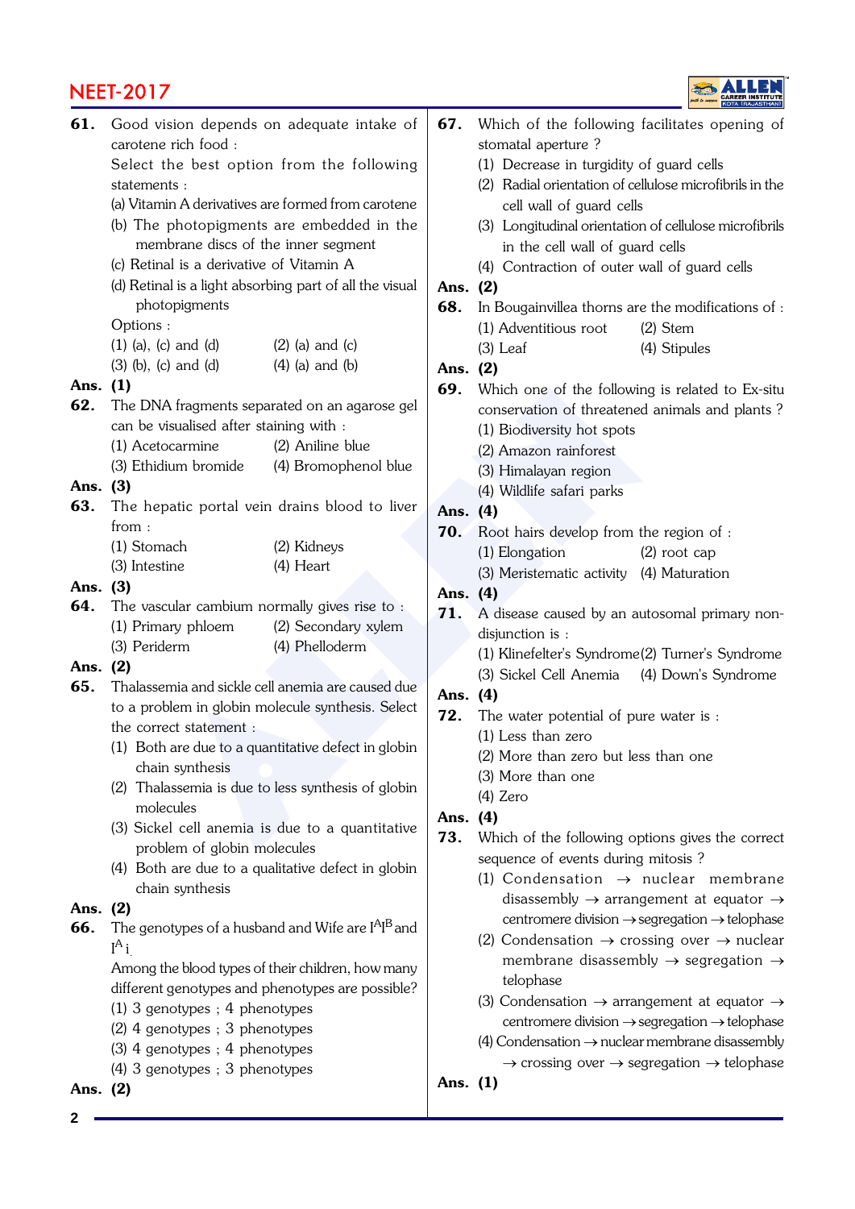**61.** Good vision depends on adequate intake of carotene rich food :

Select the best option from the following statements :

(a) Vitamin A derivatives are formed from carotene

(b) The photopigments are embedded in the membrane discs of the inner segment

(c) Retinal is a derivative of Vitamin A

(d) Retinal is a light absorbing part of all the visual photopigments

Options :

(1) (a), (c) and (d) (2) (a) and (c)

(3) (b), (c) and (d) (4) (a) and (b)

**Ans. (1)**

**62.** The DNA fragments separated on an agarose gel can be visualised after staining with :

(1) Acetocarmine (2) Aniline blue

(3) Ethidium bromide (4) Bromophenol blue

**Ans. (3)**

**63.** The hepatic portal vein drains blood to liver from :

(1) Stomach (2) Kidneys

(3) Intestine (4) Heart

**Ans. (3)**

**64.** The vascular cambium normally gives rise to :

(1) Primary phloem (2) Secondary xylem

(3) Periderm (4) Phelloderm

**Ans. (2)**

**65.** Thalassemia and sickle cell anemia are caused due to a problem in globin molecule synthesis. Select the correct statement :

(1) Both are due to a quantitative defect in globin chain synthesis

(2) Thalassemia is due to less synthesis of globin molecules

(3) Sickel cell anemia is due to a quantitative problem of globin molecules

(4) Both are due to a qualitative defect in globin chain synthesis

**Ans. (2)**

**66.** The genotypes of a husband and Wife are $I^AI^B$ and $I^A i$.

Among the blood types of their children, how many different genotypes and phenotypes are possible?

(1) 3 genotypes ; 4 phenotypes

(2) 4 genotypes ; 3 phenotypes

(3) 4 genotypes ; 4 phenotypes

(4) 3 genotypes ; 3 phenotypes

**Ans. (2)**

**67.** Which of the following facilitates opening of stomatal aperture ?

(1) Decrease in turgidity of guard cells

(2) Radial orientation of cellulose microfibrils in the cell wall of guard cells

(3) Longitudinal orientation of cellulose microfibrils in the cell wall of guard cells

(4) Contraction of outer wall of guard cells

**Ans. (2)**

**68.** In Bougainvillea thorns are the modifications of :

(1) Adventitious root (2) Stem

(3) Leaf (4) Stipules

**Ans. (2)**

**69.** Which one of the following is related to Ex-situ conservation of threatened animals and plants ?

(1) Biodiversity hot spots

(2) Amazon rainforest

(3) Himalayan region

(4) Wildlife safari parks

**Ans. (4)**

**70.** Root hairs develop from the region of :

(1) Elongation (2) root cap

(3) Meristematic activity (4) Maturation

**Ans. (4)**

**71.** A disease caused by an autosomal primary non-disjunction is :

(1) Klinefelter's Syndrome (2) Turner's Syndrome

(3) Sickel Cell Anemia (4) Down's Syndrome

**Ans. (4)**

**72.** The water potential of pure water is :

(1) Less than zero

(2) More than zero but less than one

(3) More than one

(4) Zero

**Ans. (4)**

**73.** Which of the following options gives the correct sequence of events during mitosis ?

(1) Condensation $\rightarrow$ nuclear membrane disassembly $\rightarrow$ arrangement at equator $\rightarrow$ centromere division $\rightarrow$ segregation $\rightarrow$ telophase

(2) Condensation $\rightarrow$ crossing over $\rightarrow$ nuclear membrane disassembly $\rightarrow$ segregation $\rightarrow$ telophase

(3) Condensation $\rightarrow$ arrangement at equator $\rightarrow$ centromere division $\rightarrow$ segregation $\rightarrow$ telophase

(4) Condensation $\rightarrow$ nuclear membrane disassembly $\rightarrow$ crossing over $\rightarrow$ segregation $\rightarrow$ telophase

**Ans. (1)**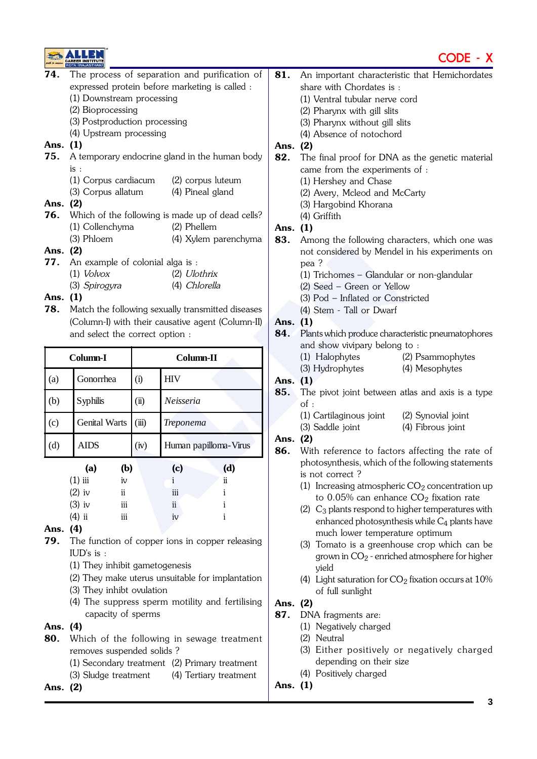**74.** The process of separation and purification of expressed protein before marketing is called :

(1) Downstream processing
(2) Bioprocessing
(3) Postproduction processing
(4) Upstream processing

**Ans. (1)**

**75.** A temporary endocrine gland in the human body is :

(1) Corpus cardiacum (2) corpus luteum
(3) Corpus allatum (4) Pineal gland

**Ans. (2)**

**76.** Which of the following is made up of dead cells?

(1) Collenchyma (2) Phellem
(3) Phloem (4) Xylem parenchyma

**Ans. (2)**

**77.** An example of colonial alga is :

(1) *Volvox* (2) *Ulothrix*
(3) *Spirogyra* (4) *Chlorella*

**Ans. (1)**

**78.** Match the following sexually transmitted diseases (Column-I) with their causative agent (Column-II) and select the correct option :

| | Column-I | | Column-II |
|---|---|---|---|
| (a) | Gonorrhea | (i) | HIV |
| (b) | Syphilis | (ii) | *Neisseria* |
| (c) | Genital Warts | (iii) | *Treponema* |
| (d) | AIDS | (iv) | Human papilloma-Virus |

| | (a) | (b) | (c) | (d) |
|---|---|---|---|---|
| (1) | iii | iv | i | ii |
| (2) | iv | ii | iii | i |
| (3) | iv | iii | ii | i |
| (4) | ii | iii | iv | i |

**Ans. (4)**

**79.** The function of copper ions in copper releasing IUD's is :

(1) They inhibit gametogenesis
(2) They make uterus unsuitable for implantation
(3) They inhibt ovulation
(4) The suppress sperm motility and fertilising capacity of sperms

**Ans. (4)**

**80.** Which of the following in sewage treatment removes suspended solids ?

(1) Secondary treatment (2) Primary treatment
(3) Sludge treatment (4) Tertiary treatment

**Ans. (2)**

**81.** An important characteristic that Hemichordates share with Chordates is :

(1) Ventral tubular nerve cord
(2) Pharynx with gill slits
(3) Pharynx without gill slits
(4) Absence of notochord

**Ans. (2)**

**82.** The final proof for DNA as the genetic material came from the experiments of :

(1) Hershey and Chase
(2) Avery, Mcleod and McCarty
(3) Hargobind Khorana
(4) Griffith

**Ans. (1)**

**83.** Among the following characters, which one was not considered by Mendel in his experiments on pea ?

(1) Trichomes – Glandular or non-glandular
(2) Seed – Green or Yellow
(3) Pod – Inflated or Constricted
(4) Stem - Tall or Dwarf

**Ans. (1)**

**84.** Plants which produce characteristic pneumatophores and show vivipary belong to :

(1) Halophytes (2) Psammophytes
(3) Hydrophytes (4) Mesophytes

**Ans. (1)**

**85.** The pivot joint between atlas and axis is a type of :

(1) Cartilaginous joint (2) Synovial joint
(3) Saddle joint (4) Fibrous joint

**Ans. (2)**

**86.** With reference to factors affecting the rate of photosynthesis, which of the following statements is not correct ?

(1) Increasing atmospheric $CO_2$ concentration up to 0.05% can enhance $CO_2$ fixation rate
(2) $C_3$ plants respond to higher temperatures with enhanced photosynthesis while $C_4$ plants have much lower temperature optimum
(3) Tomato is a greenhouse crop which can be grown in $CO_2$ - enriched atmosphere for higher yield
(4) Light saturation for $CO_2$ fixation occurs at 10% of full sunlight

**Ans. (2)**

**87.** DNA fragments are:

(1) Negatively charged
(2) Neutral
(3) Either positively or negatively charged depending on their size
(4) Positively charged

**Ans. (1)**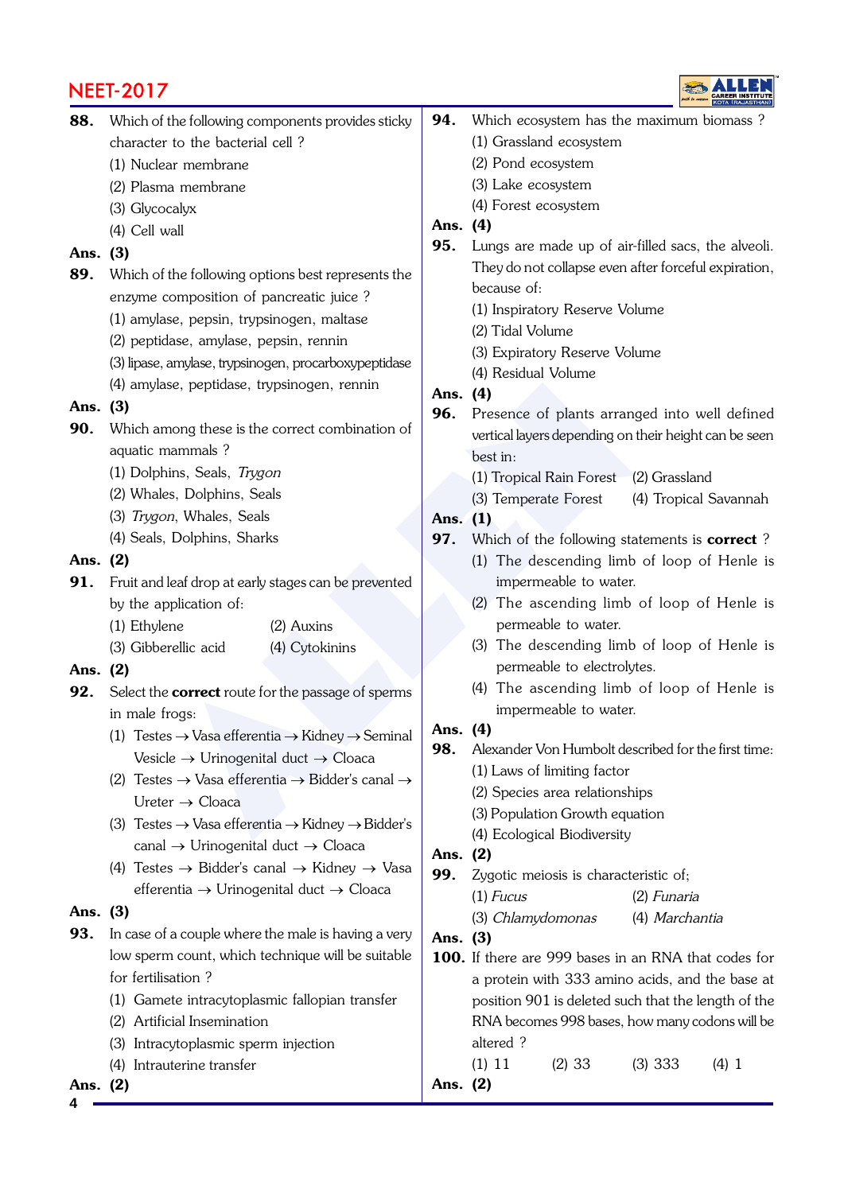**88.** Which of the following components provides sticky character to the bacterial cell ?

(1) Nuclear membrane

(2) Plasma membrane

(3) Glycocalyx

(4) Cell wall

**Ans. (3)**

**89.** Which of the following options best represents the enzyme composition of pancreatic juice ?

(1) amylase, pepsin, trypsinogen, maltase

(2) peptidase, amylase, pepsin, rennin

(3) lipase, amylase, trypsinogen, procarboxypeptidase

(4) amylase, peptidase, trypsinogen, rennin

**Ans. (3)**

**90.** Which among these is the correct combination of aquatic mammals ?

(1) Dolphins, Seals, *Trygon*

(2) Whales, Dolphins, Seals

(3) *Trygon*, Whales, Seals

(4) Seals, Dolphins, Sharks

**Ans. (2)**

**91.** Fruit and leaf drop at early stages can be prevented by the application of:

(1) Ethylene (2) Auxins

(3) Gibberellic acid (4) Cytokinins

**Ans. (2)**

**92.** Select the **correct** route for the passage of sperms in male frogs:

(1) Testes → Vasa efferentia → Kidney → Seminal Vesicle → Urinogenital duct → Cloaca

(2) Testes → Vasa efferentia → Bidder's canal → Ureter → Cloaca

(3) Testes → Vasa efferentia → Kidney → Bidder's canal → Urinogenital duct → Cloaca

(4) Testes → Bidder's canal → Kidney → Vasa efferentia → Urinogenital duct → Cloaca

**Ans. (3)**

**93.** In case of a couple where the male is having a very low sperm count, which technique will be suitable for fertilisation ?

(1) Gamete intracytoplasmic fallopian transfer

(2) Artificial Insemination

(3) Intracytoplasmic sperm injection

(4) Intrauterine transfer

**Ans. (2)**

**94.** Which ecosystem has the maximum biomass ?

(1) Grassland ecosystem

(2) Pond ecosystem

(3) Lake ecosystem

(4) Forest ecosystem

**Ans. (4)**

**95.** Lungs are made up of air-filled sacs, the alveoli. They do not collapse even after forceful expiration, because of:

(1) Inspiratory Reserve Volume

(2) Tidal Volume

(3) Expiratory Reserve Volume

(4) Residual Volume

**Ans. (4)**

**96.** Presence of plants arranged into well defined vertical layers depending on their height can be seen best in:

(1) Tropical Rain Forest (2) Grassland

(3) Temperate Forest (4) Tropical Savannah

**Ans. (1)**

**97.** Which of the following statements is **correct** ?

(1) The descending limb of loop of Henle is impermeable to water.

(2) The ascending limb of loop of Henle is permeable to water.

(3) The descending limb of loop of Henle is permeable to electrolytes.

(4) The ascending limb of loop of Henle is impermeable to water.

**Ans. (4)**

**98.** Alexander Von Humbolt described for the first time:

(1) Laws of limiting factor

(2) Species area relationships

(3) Population Growth equation

(4) Ecological Biodiversity

**Ans. (2)**

**99.** Zygotic meiosis is characteristic of;

(1) *Fucus* (2) *Funaria*

(3) *Chlamydomonas* (4) *Marchantia*

**Ans. (3)**

**100.** If there are 999 bases in an RNA that codes for a protein with 333 amino acids, and the base at position 901 is deleted such that the length of the RNA becomes 998 bases, how many codons will be altered ?

(1) 11 (2) 33 (3) 333 (4) 1

**Ans. (2)**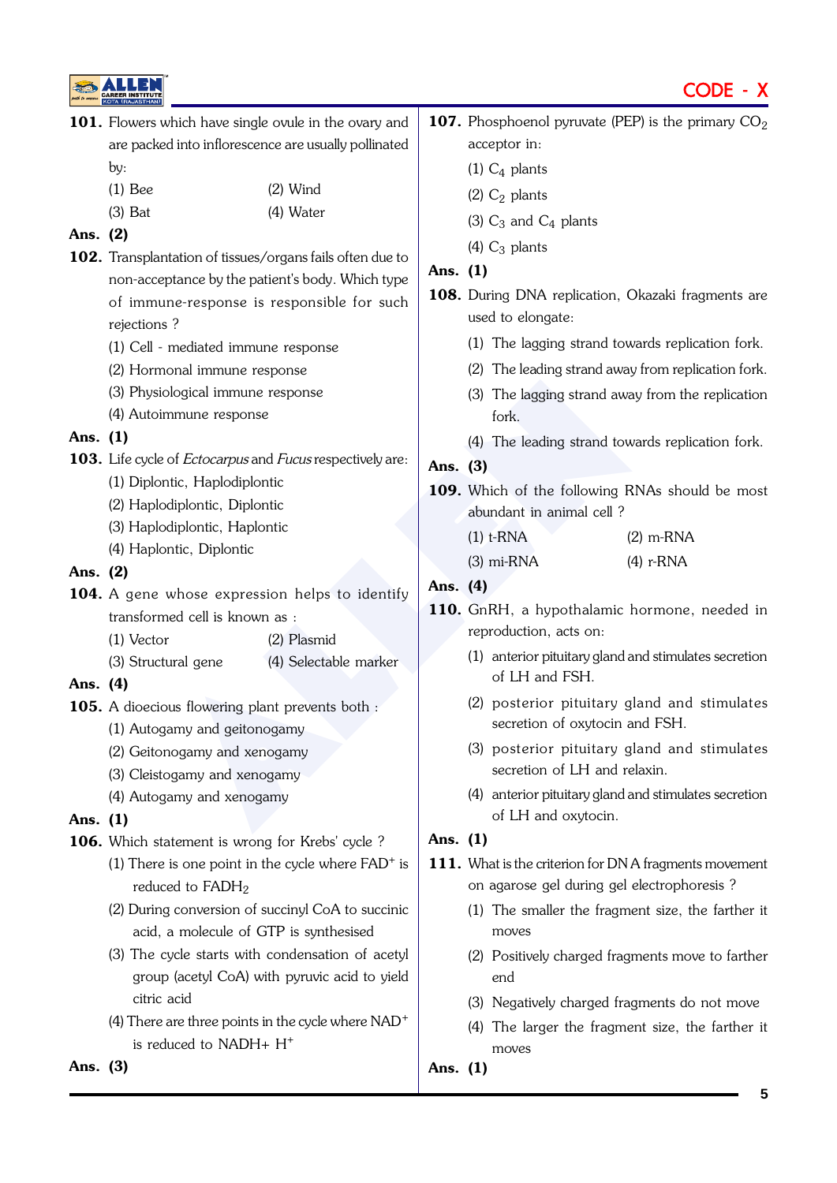**101.** Flowers which have single ovule in the ovary and are packed into inflorescence are usually pollinated by:

(1) Bee (2) Wind

(3) Bat (4) Water

**Ans. (2)**

**102.** Transplantation of tissues/organs fails often due to non-acceptance by the patient's body. Which type of immune-response is responsible for such rejections ?

(1) Cell - mediated immune response

(2) Hormonal immune response

(3) Physiological immune response

(4) Autoimmune response

**Ans. (1)**

**103.** Life cycle of *Ectocarpus* and *Fucus* respectively are:

(1) Diplontic, Haplodiplontic

(2) Haplodiplontic, Diplontic

(3) Haplodiplontic, Haplontic

(4) Haplontic, Diplontic

**Ans. (2)**

**104.** A gene whose expression helps to identify transformed cell is known as :

(1) Vector (2) Plasmid

(3) Structural gene (4) Selectable marker

**Ans. (4)**

**105.** A dioecious flowering plant prevents both :

(1) Autogamy and geitonogamy

(2) Geitonogamy and xenogamy

(3) Cleistogamy and xenogamy

(4) Autogamy and xenogamy

**Ans. (1)**

**106.** Which statement is wrong for Krebs' cycle ?

(1) There is one point in the cycle where $FAD^+$ is reduced to $FADH_2$

(2) During conversion of succinyl CoA to succinic acid, a molecule of GTP is synthesised

(3) The cycle starts with condensation of acetyl group (acetyl CoA) with pyruvic acid to yield citric acid

(4) There are three points in the cycle where $NAD^+$ is reduced to $NADH + H^+$

**Ans. (3)**

**107.** Phosphoenol pyruvate (PEP) is the primary $CO_2$ acceptor in:

(1) $C_4$ plants

(2) $C_2$ plants

(3) $C_3$ and $C_4$ plants

(4) $C_3$ plants

**Ans. (1)**

**108.** During DNA replication, Okazaki fragments are used to elongate:

(1) The lagging strand towards replication fork.

(2) The leading strand away from replication fork.

(3) The lagging strand away from the replication fork.

(4) The leading strand towards replication fork.

**Ans. (3)**

**109.** Which of the following RNAs should be most abundant in animal cell ?

(1) t-RNA (2) m-RNA

(3) mi-RNA (4) r-RNA

**Ans. (4)**

**110.** GnRH, a hypothalamic hormone, needed in reproduction, acts on:

(1) anterior pituitary gland and stimulates secretion of LH and FSH.

(2) posterior pituitary gland and stimulates secretion of oxytocin and FSH.

(3) posterior pituitary gland and stimulates secretion of LH and relaxin.

(4) anterior pituitary gland and stimulates secretion of LH and oxytocin.

**Ans. (1)**

**111.** What is the criterion for DNA fragments movement on agarose gel during gel electrophoresis ?

(1) The smaller the fragment size, the farther it moves

(2) Positively charged fragments move to farther end

(3) Negatively charged fragments do not move

(4) The larger the fragment size, the farther it moves

**Ans. (1)**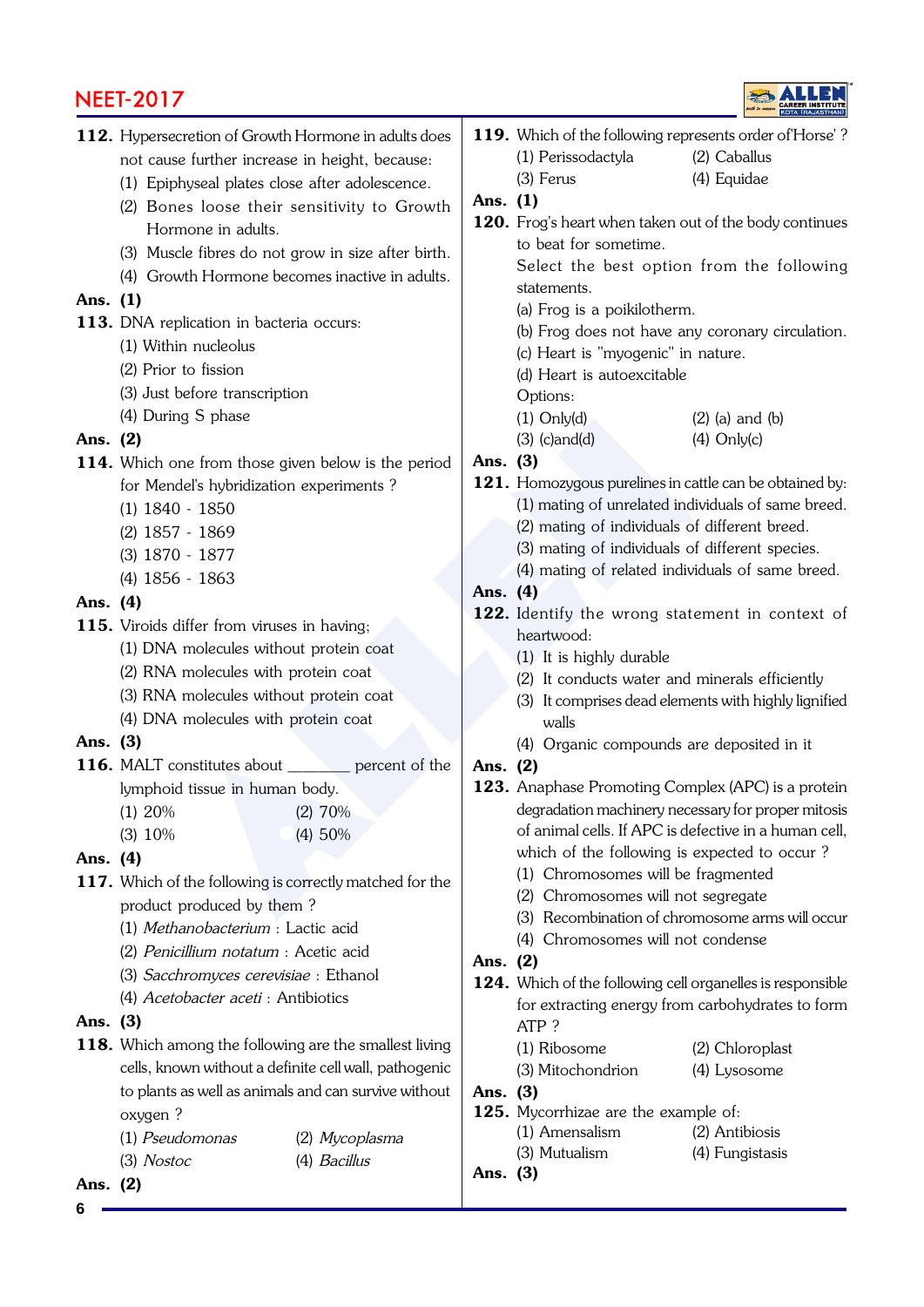**112.** Hypersecretion of Growth Hormone in adults does not cause further increase in height, because:

(1) Epiphyseal plates close after adolescence.

(2) Bones loose their sensitivity to Growth Hormone in adults.

(3) Muscle fibres do not grow in size after birth.

(4) Growth Hormone becomes inactive in adults.

**Ans. (1)**

**113.** DNA replication in bacteria occurs:

(1) Within nucleolus

(2) Prior to fission

(3) Just before transcription

(4) During S phase

**Ans. (2)**

**114.** Which one from those given below is the period for Mendel's hybridization experiments ?

(1) 1840 - 1850

(2) 1857 - 1869

(3) 1870 - 1877

(4) 1856 - 1863

**Ans. (4)**

**115.** Viroids differ from viruses in having;

(1) DNA molecules without protein coat

(2) RNA molecules with protein coat

(3) RNA molecules without protein coat

(4) DNA molecules with protein coat

**Ans. (3)**

**116.** MALT constitutes about _______ percent of the lymphoid tissue in human body.

(1) 20% (2) 70%

(3) 10% (4) 50%

**Ans. (4)**

**117.** Which of the following is correctly matched for the product produced by them ?

(1) *Methanobacterium* : Lactic acid

(2) *Penicillium notatum* : Acetic acid

(3) *Sacchromyces cerevisiae* : Ethanol

(4) *Acetobacter aceti* : Antibiotics

**Ans. (3)**

**118.** Which among the following are the smallest living cells, known without a definite cell wall, pathogenic to plants as well as animals and can survive without oxygen ?

(1) *Pseudomonas* (2) *Mycoplasma*

(3) *Nostoc* (4) *Bacillus*

**Ans. (2)**

**119.** Which of the following represents order of 'Horse' ?

(1) Perissodactyla (2) Caballus

(3) Ferus (4) Equidae

**Ans. (1)**

**120.** Frog's heart when taken out of the body continues to beat for sometime.

Select the best option from the following statements.

(a) Frog is a poikilotherm.

(b) Frog does not have any coronary circulation.

(c) Heart is "myogenic" in nature.

(d) Heart is autoexcitable

Options:

(1) Only(d) (2) (a) and (b)

(3) (c)and(d) (4) Only(c)

**Ans. (3)**

**121.** Homozygous purelines in cattle can be obtained by:

(1) mating of unrelated individuals of same breed.

(2) mating of individuals of different breed.

(3) mating of individuals of different species.

(4) mating of related individuals of same breed.

**Ans. (4)**

**122.** Identify the wrong statement in context of heartwood:

(1) It is highly durable

(2) It conducts water and minerals efficiently

(3) It comprises dead elements with highly lignified walls

(4) Organic compounds are deposited in it

**Ans. (2)**

**123.** Anaphase Promoting Complex (APC) is a protein degradation machinery necessary for proper mitosis of animal cells. If APC is defective in a human cell, which of the following is expected to occur ?

(1) Chromosomes will be fragmented

(2) Chromosomes will not segregate

(3) Recombination of chromosome arms will occur

(4) Chromosomes will not condense

**Ans. (2)**

**124.** Which of the following cell organelles is responsible for extracting energy from carbohydrates to form ATP ?

(1) Ribosome (2) Chloroplast

(3) Mitochondrion (4) Lysosome

**Ans. (3)**

**125.** Mycorrhizae are the example of:

(1) Amensalism (2) Antibiosis

(3) Mutualism (4) Fungistasis

**Ans. (3)**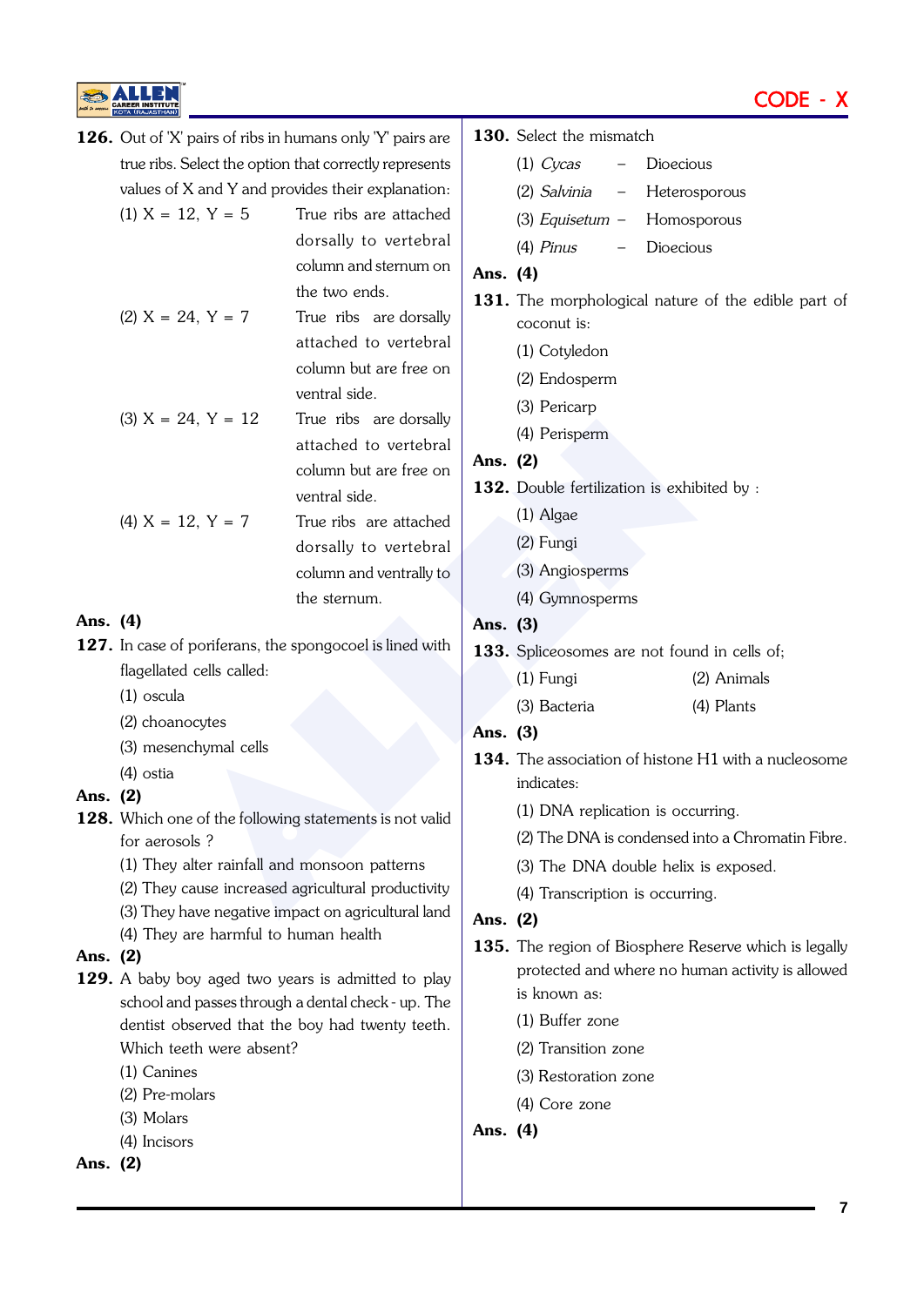**126.** Out of 'X' pairs of ribs in humans only 'Y' pairs are true ribs. Select the option that correctly represents values of X and Y and provides their explanation:

(1) X = 12, Y = 5 — True ribs are attached dorsally to vertebral column and sternum on the two ends.

(2) X = 24, Y = 7 — True ribs are dorsally attached to vertebral column but are free on ventral side.

(3) X = 24, Y = 12 — True ribs are dorsally attached to vertebral column but are free on ventral side.

(4) X = 12, Y = 7 — True ribs are attached dorsally to vertebral column and ventrally to the sternum.

**Ans. (4)**

**127.** In case of poriferans, the spongocoel is lined with flagellated cells called:

(1) oscula

(2) choanocytes

(3) mesenchymal cells

(4) ostia

**Ans. (2)**

**128.** Which one of the following statements is not valid for aerosols ?

(1) They alter rainfall and monsoon patterns

(2) They cause increased agricultural productivity

(3) They have negative impact on agricultural land

(4) They are harmful to human health

**Ans. (2)**

**129.** A baby boy aged two years is admitted to play school and passes through a dental check - up. The dentist observed that the boy had twenty teeth. Which teeth were absent?

(1) Canines

(2) Pre-molars

(3) Molars

(4) Incisors

**Ans. (2)**

**130.** Select the mismatch

(1) *Cycas* – Dioecious

(2) *Salvinia* – Heterosporous

(3) *Equisetum* – Homosporous

(4) *Pinus* – Dioecious

**Ans. (4)**

**131.** The morphological nature of the edible part of coconut is:

(1) Cotyledon

(2) Endosperm

(3) Pericarp

(4) Perisperm

**Ans. (2)**

**132.** Double fertilization is exhibited by :

(1) Algae

(2) Fungi

(3) Angiosperms

(4) Gymnosperms

**Ans. (3)**

**133.** Spliceosomes are not found in cells of;

(1) Fungi  (2) Animals

(3) Bacteria  (4) Plants

**Ans. (3)**

**134.** The association of histone H1 with a nucleosome indicates:

(1) DNA replication is occurring.

(2) The DNA is condensed into a Chromatin Fibre.

(3) The DNA double helix is exposed.

(4) Transcription is occurring.

**Ans. (2)**

**135.** The region of Biosphere Reserve which is legally protected and where no human activity is allowed is known as:

(1) Buffer zone

(2) Transition zone

(3) Restoration zone

(4) Core zone

**Ans. (4)**